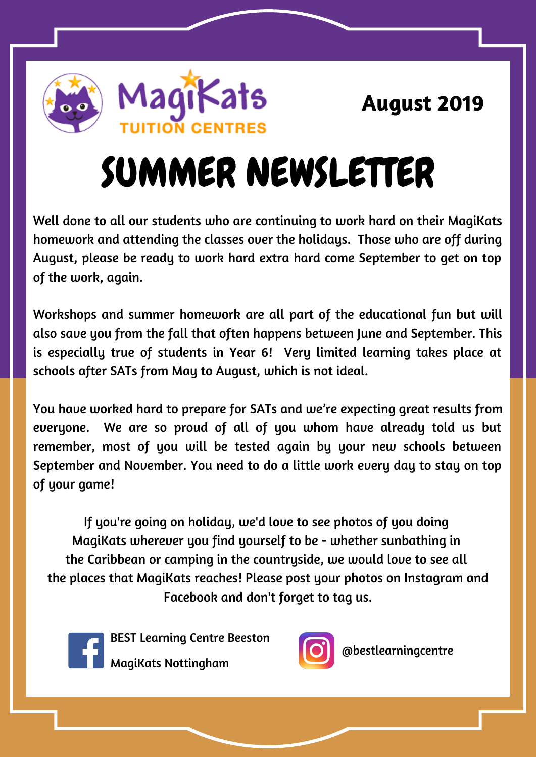MagiKats
TUITION CENTRES

**August 2019**

# SUMMER NEWSLETTER

Well done to all our students who are continuing to work hard on their MagiKats homework and attending the classes over the holidays.  Those who are off during August, please be ready to work hard extra hard come September to get on top of the work, again.

Workshops and summer homework are all part of the educational fun but will also save you from the fall that often happens between June and September. This is especially true of students in Year 6!  Very limited learning takes place at schools after SATs from May to August, which is not ideal.

You have worked hard to prepare for SATs and we're expecting great results from everyone.  We are so proud of all of you whom have already told us but remember, most of you will be tested again by your new schools between September and November. You need to do a little work every day to stay on top of your game!

If you're going on holiday, we'd love to see photos of you doing MagiKats wherever you find yourself to be - whether sunbathing in the Caribbean or camping in the countryside, we would love to see all the places that MagiKats reaches! Please post your photos on Instagram and Facebook and don't forget to tag us.

BEST Learning Centre Beeston
MagiKats Nottingham

@bestlearningcentre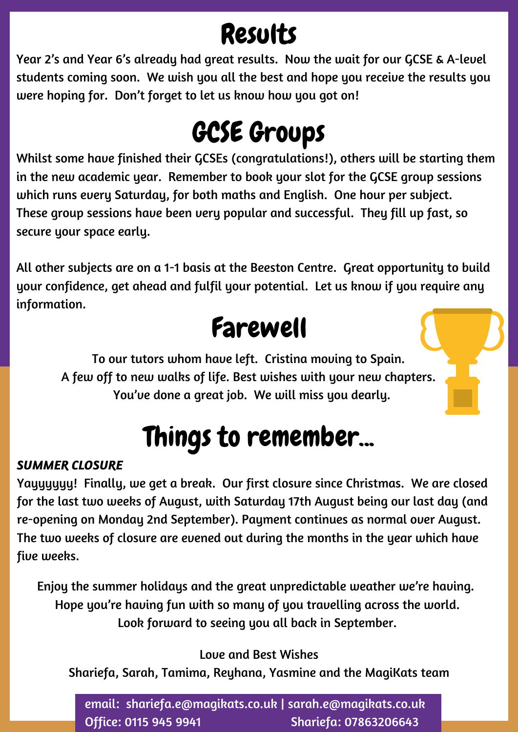# Results

Year 2's and Year 6's already had great results. Now the wait for our GCSE & A-level students coming soon. We wish you all the best and hope you receive the results you were hoping for. Don't forget to let us know how you got on!

# GCSE Groups

Whilst some have finished their GCSEs (congratulations!), others will be starting them in the new academic year. Remember to book your slot for the GCSE group sessions which runs every Saturday, for both maths and English. One hour per subject. These group sessions have been very popular and successful. They fill up fast, so secure your space early.

All other subjects are on a 1-1 basis at the Beeston Centre. Great opportunity to build your confidence, get ahead and fulfil your potential. Let us know if you require any information.

# Farewell

To our tutors whom have left. Cristina moving to Spain.
A few off to new walks of life. Best wishes with your new chapters.
You've done a great job. We will miss you dearly.

# Things to remember...

***SUMMER CLOSURE***

Yayyyyyy! Finally, we get a break. Our first closure since Christmas. We are closed for the last two weeks of August, with Saturday 17th August being our last day (and re-opening on Monday 2nd September). Payment continues as normal over August. The two weeks of closure are evened out during the months in the year which have five weeks.

Enjoy the summer holidays and the great unpredictable weather we're having.
Hope you're having fun with so many of you travelling across the world.
Look forward to seeing you all back in September.

Love and Best Wishes
Shariefa, Sarah, Tamima, Reyhana, Yasmine and the MagiKats team

email: shariefa.e@magikats.co.uk | sarah.e@magikats.co.uk
Office: 0115 945 9941 Shariefa: 07863206643